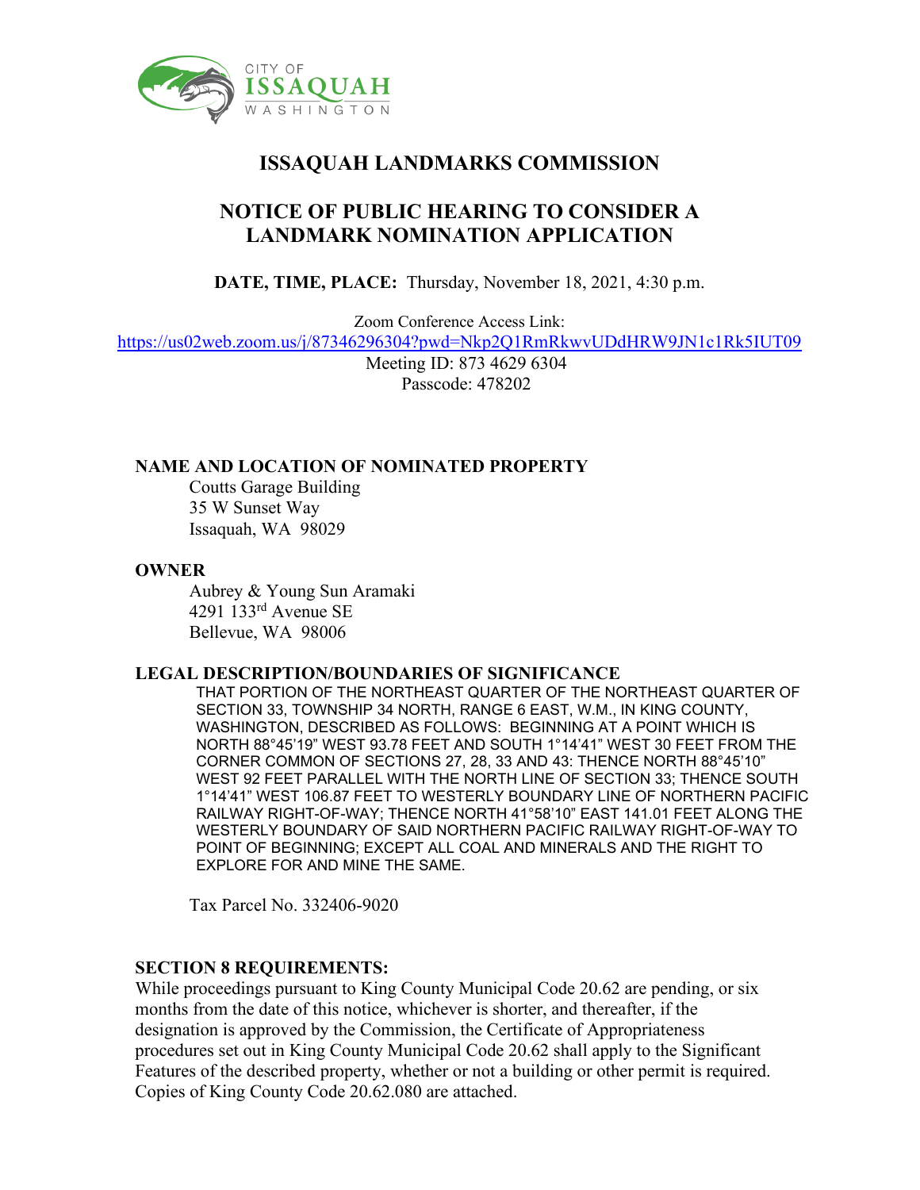CITY OF ISSAQUAH WASHINGTON

# ISSAQUAH LANDMARKS COMMISSION

## NOTICE OF PUBLIC HEARING TO CONSIDER A LANDMARK NOMINATION APPLICATION

**DATE, TIME, PLACE:** Thursday, November 18, 2021, 4:30 p.m.

Zoom Conference Access Link:
https://us02web.zoom.us/j/87346296304?pwd=Nkp2Q1RmRkwvUDdHRW9JN1c1Rk5IUT09
Meeting ID: 873 4629 6304
Passcode: 478202

**NAME AND LOCATION OF NOMINATED PROPERTY**

Coutts Garage Building
35 W Sunset Way
Issaquah, WA 98029

**OWNER**

Aubrey & Young Sun Aramaki
4291 133rd Avenue SE
Bellevue, WA 98006

**LEGAL DESCRIPTION/BOUNDARIES OF SIGNIFICANCE**

THAT PORTION OF THE NORTHEAST QUARTER OF THE NORTHEAST QUARTER OF SECTION 33, TOWNSHIP 34 NORTH, RANGE 6 EAST, W.M., IN KING COUNTY, WASHINGTON, DESCRIBED AS FOLLOWS: BEGINNING AT A POINT WHICH IS NORTH 88°45'19" WEST 93.78 FEET AND SOUTH 1°14'41" WEST 30 FEET FROM THE CORNER COMMON OF SECTIONS 27, 28, 33 AND 43: THENCE NORTH 88°45'10" WEST 92 FEET PARALLEL WITH THE NORTH LINE OF SECTION 33; THENCE SOUTH 1°14'41" WEST 106.87 FEET TO WESTERLY BOUNDARY LINE OF NORTHERN PACIFIC RAILWAY RIGHT-OF-WAY; THENCE NORTH 41°58'10" EAST 141.01 FEET ALONG THE WESTERLY BOUNDARY OF SAID NORTHERN PACIFIC RAILWAY RIGHT-OF-WAY TO POINT OF BEGINNING; EXCEPT ALL COAL AND MINERALS AND THE RIGHT TO EXPLORE FOR AND MINE THE SAME.

Tax Parcel No. 332406-9020

**SECTION 8 REQUIREMENTS:**

While proceedings pursuant to King County Municipal Code 20.62 are pending, or six months from the date of this notice, whichever is shorter, and thereafter, if the designation is approved by the Commission, the Certificate of Appropriateness procedures set out in King County Municipal Code 20.62 shall apply to the Significant Features of the described property, whether or not a building or other permit is required. Copies of King County Code 20.62.080 are attached.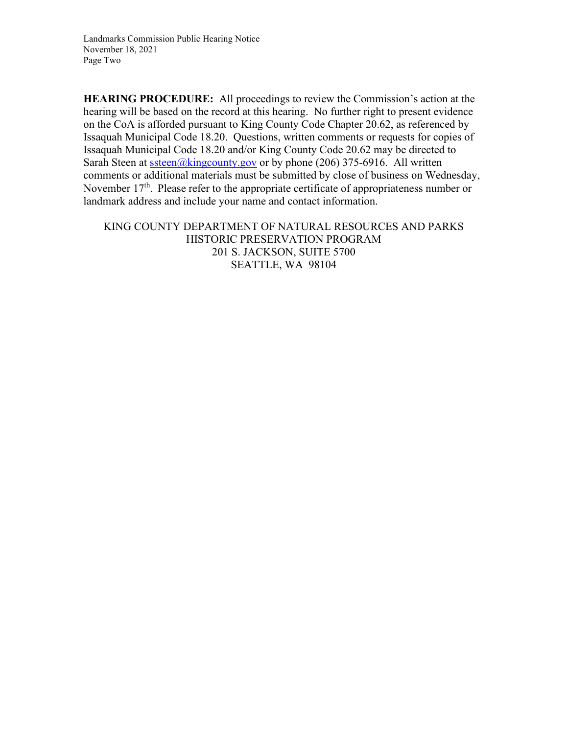**HEARING PROCEDURE:** All proceedings to review the Commission's action at the hearing will be based on the record at this hearing. No further right to present evidence on the CoA is afforded pursuant to King County Code Chapter 20.62, as referenced by Issaquah Municipal Code 18.20. Questions, written comments or requests for copies of Issaquah Municipal Code 18.20 and/or King County Code 20.62 may be directed to Sarah Steen at ssteen@kingcounty.gov or by phone (206) 375-6916. All written comments or additional materials must be submitted by close of business on Wednesday, November 17th. Please refer to the appropriate certificate of appropriateness number or landmark address and include your name and contact information.

KING COUNTY DEPARTMENT OF NATURAL RESOURCES AND PARKS
HISTORIC PRESERVATION PROGRAM
201 S. JACKSON, SUITE 5700
SEATTLE, WA 98104